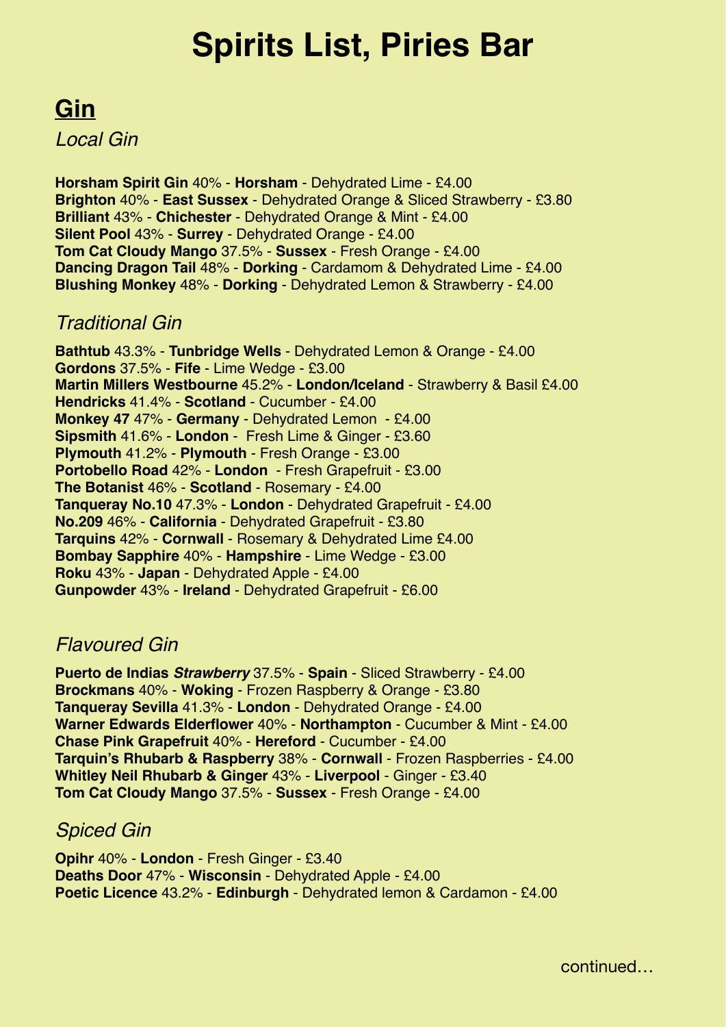# Spirits List, Piries Bar

## Gin

### *Local Gin*

**Horsham Spirit Gin** 40% - **Horsham** - Dehydrated Lime - £4.00
**Brighton** 40% - **East Sussex** - Dehydrated Orange & Sliced Strawberry - £3.80
**Brilliant** 43% - **Chichester** - Dehydrated Orange & Mint - £4.00
**Silent Pool** 43% - **Surrey** - Dehydrated Orange - £4.00
**Tom Cat Cloudy Mango** 37.5% - **Sussex** - Fresh Orange - £4.00
**Dancing Dragon Tail** 48% - **Dorking** - Cardamom & Dehydrated Lime - £4.00
**Blushing Monkey** 48% - **Dorking** - Dehydrated Lemon & Strawberry - £4.00

### *Traditional Gin*

**Bathtub** 43.3% - **Tunbridge Wells** - Dehydrated Lemon & Orange - £4.00
**Gordons** 37.5% - **Fife** - Lime Wedge - £3.00
**Martin Millers Westbourne** 45.2% - **London/Iceland** - Strawberry & Basil £4.00
**Hendricks** 41.4% - **Scotland** - Cucumber - £4.00
**Monkey 47** 47% - **Germany** - Dehydrated Lemon - £4.00
**Sipsmith** 41.6% - **London** - Fresh Lime & Ginger - £3.60
**Plymouth** 41.2% - **Plymouth** - Fresh Orange - £3.00
**Portobello Road** 42% - **London** - Fresh Grapefruit - £3.00
**The Botanist** 46% - **Scotland** - Rosemary - £4.00
**Tanqueray No.10** 47.3% - **London** - Dehydrated Grapefruit - £4.00
**No.209** 46% - **California** - Dehydrated Grapefruit - £3.80
**Tarquins** 42% - **Cornwall** - Rosemary & Dehydrated Lime £4.00
**Bombay Sapphire** 40% - **Hampshire** - Lime Wedge - £3.00
**Roku** 43% - **Japan** - Dehydrated Apple - £4.00
**Gunpowder** 43% - **Ireland** - Dehydrated Grapefruit - £6.00

### *Flavoured Gin*

**Puerto de Indias *Strawberry*** 37.5% - **Spain** - Sliced Strawberry - £4.00
**Brockmans** 40% - **Woking** - Frozen Raspberry & Orange - £3.80
**Tanqueray Sevilla** 41.3% - **London** - Dehydrated Orange - £4.00
**Warner Edwards Elderflower** 40% - **Northampton** - Cucumber & Mint - £4.00
**Chase Pink Grapefruit** 40% - **Hereford** - Cucumber - £4.00
**Tarquin's Rhubarb & Raspberry** 38% - **Cornwall** - Frozen Raspberries - £4.00
**Whitley Neil Rhubarb & Ginger** 43% - **Liverpool** - Ginger - £3.40
**Tom Cat Cloudy Mango** 37.5% - **Sussex** - Fresh Orange - £4.00

### *Spiced Gin*

**Opihr** 40% - **London** - Fresh Ginger - £3.40
**Deaths Door** 47% - **Wisconsin** - Dehydrated Apple - £4.00
**Poetic Licence** 43.2% - **Edinburgh** - Dehydrated lemon & Cardamon - £4.00

continued…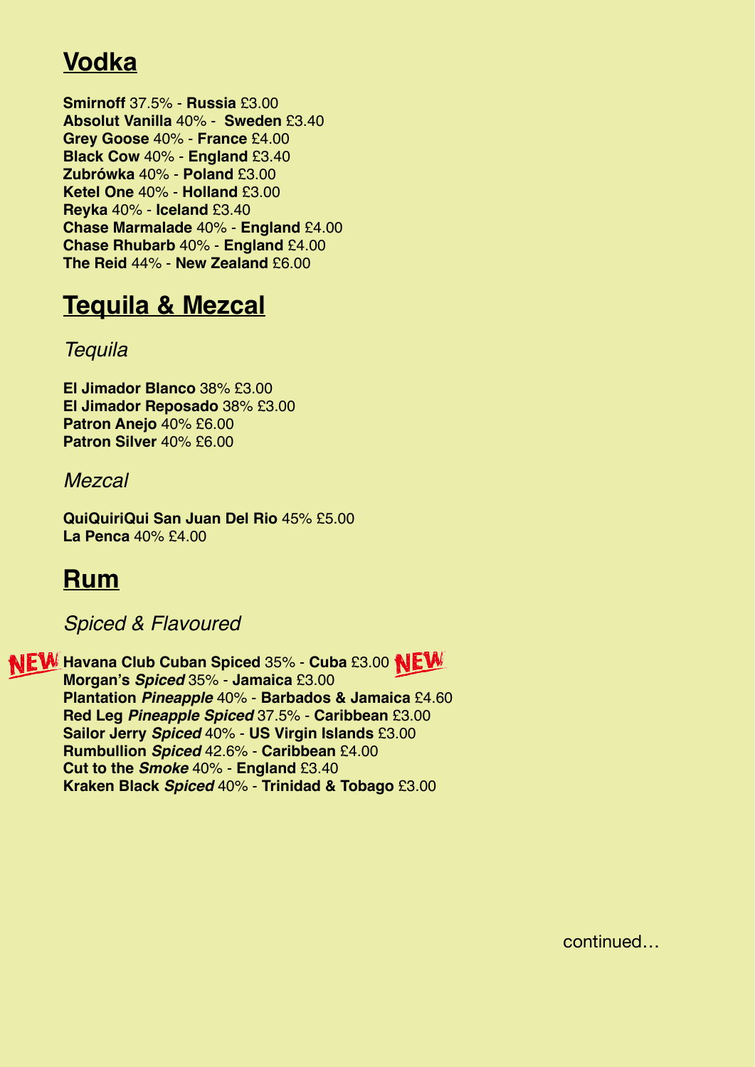## Vodka

**Smirnoff** 37.5% - **Russia** £3.00
**Absolut Vanilla** 40% - **Sweden** £3.40
**Grey Goose** 40% - **France** £4.00
**Black Cow** 40% - **England** £3.40
**Zubrówka** 40% - **Poland** £3.00
**Ketel One** 40% - **Holland** £3.00
**Reyka** 40% - **Iceland** £3.40
**Chase Marmalade** 40% - **England** £4.00
**Chase Rhubarb** 40% - **England** £4.00
**The Reid** 44% - **New Zealand** £6.00

## Tequila & Mezcal

### *Tequila*

**El Jimador Blanco** 38% £3.00
**El Jimador Reposado** 38% £3.00
**Patron Anejo** 40% £6.00
**Patron Silver** 40% £6.00

### *Mezcal*

**QuiQuiriQui San Juan Del Rio** 45% £5.00
**La Penca** 40% £4.00

## Rum

### *Spiced & Flavoured*

NEW **Havana Club Cuban Spiced** 35% - **Cuba** £3.00 NEW
**Morgan's *Spiced*** 35% - **Jamaica** £3.00
**Plantation *Pineapple*** 40% - **Barbados & Jamaica** £4.60
**Red Leg *Pineapple Spiced*** 37.5% - **Caribbean** £3.00
**Sailor Jerry *Spiced*** 40% - **US Virgin Islands** £3.00
**Rumbullion *Spiced*** 42.6% - **Caribbean** £4.00
**Cut to the *Smoke*** 40% - **England** £3.40
**Kraken Black *Spiced*** 40% - **Trinidad & Tobago** £3.00

continued…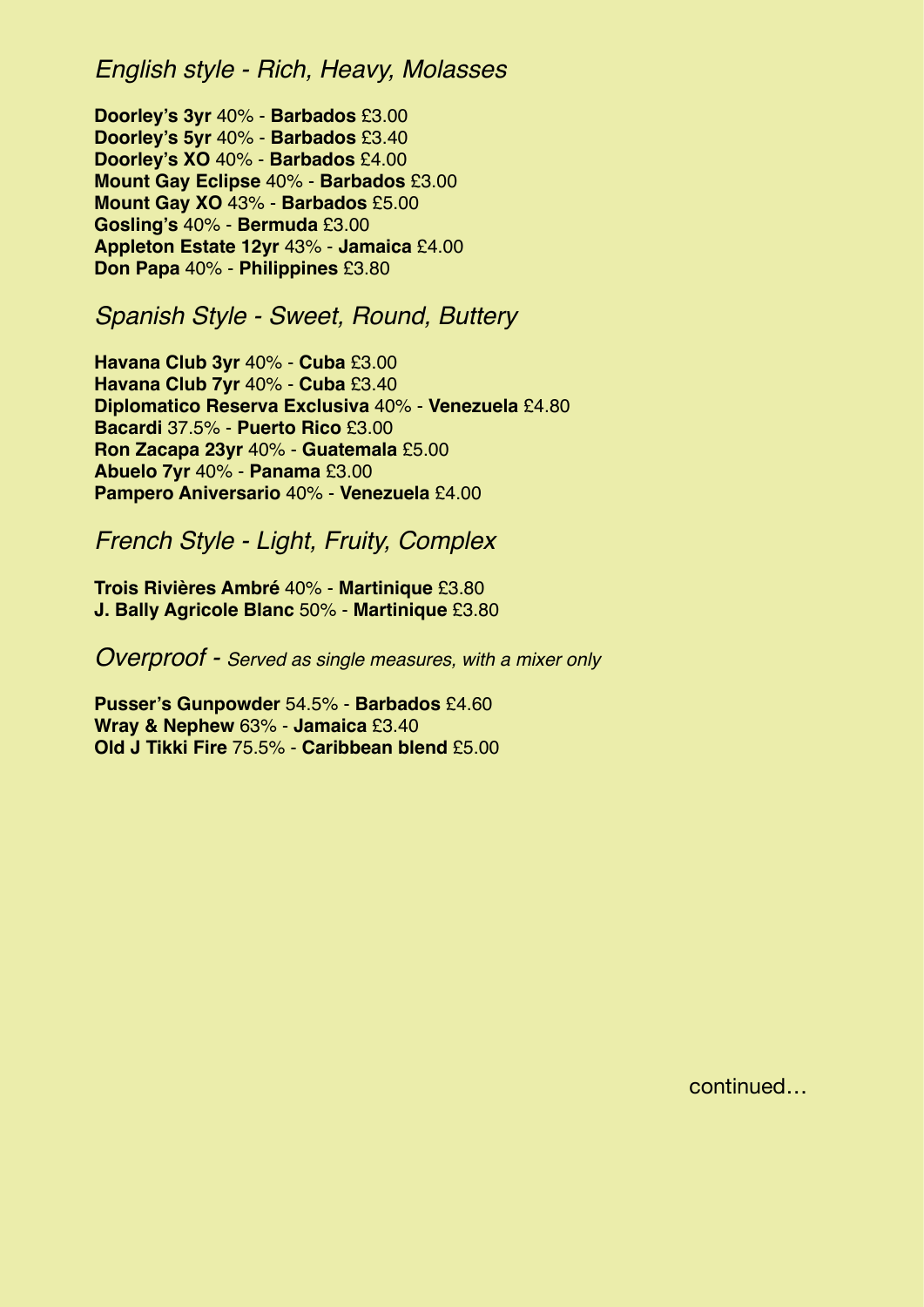## *English style - Rich, Heavy, Molasses*

**Doorley's 3yr** 40% - **Barbados** £3.00
**Doorley's 5yr** 40% - **Barbados** £3.40
**Doorley's XO** 40% - **Barbados** £4.00
**Mount Gay Eclipse** 40% - **Barbados** £3.00
**Mount Gay XO** 43% - **Barbados** £5.00
**Gosling's** 40% - **Bermuda** £3.00
**Appleton Estate 12yr** 43% - **Jamaica** £4.00
**Don Papa** 40% - **Philippines** £3.80

## *Spanish Style - Sweet, Round, Buttery*

**Havana Club 3yr** 40% - **Cuba** £3.00
**Havana Club 7yr** 40% - **Cuba** £3.40
**Diplomatico Reserva Exclusiva** 40% - **Venezuela** £4.80
**Bacardi** 37.5% - **Puerto Rico** £3.00
**Ron Zacapa 23yr** 40% - **Guatemala** £5.00
**Abuelo 7yr** 40% - **Panama** £3.00
**Pampero Aniversario** 40% - **Venezuela** £4.00

## *French Style - Light, Fruity, Complex*

**Trois Rivières Ambré** 40% - **Martinique** £3.80
**J. Bally Agricole Blanc** 50% - **Martinique** £3.80

## *Overproof - Served as single measures, with a mixer only*

**Pusser's Gunpowder** 54.5% - **Barbados** £4.60
**Wray & Nephew** 63% - **Jamaica** £3.40
**Old J Tikki Fire** 75.5% - **Caribbean blend** £5.00

continued…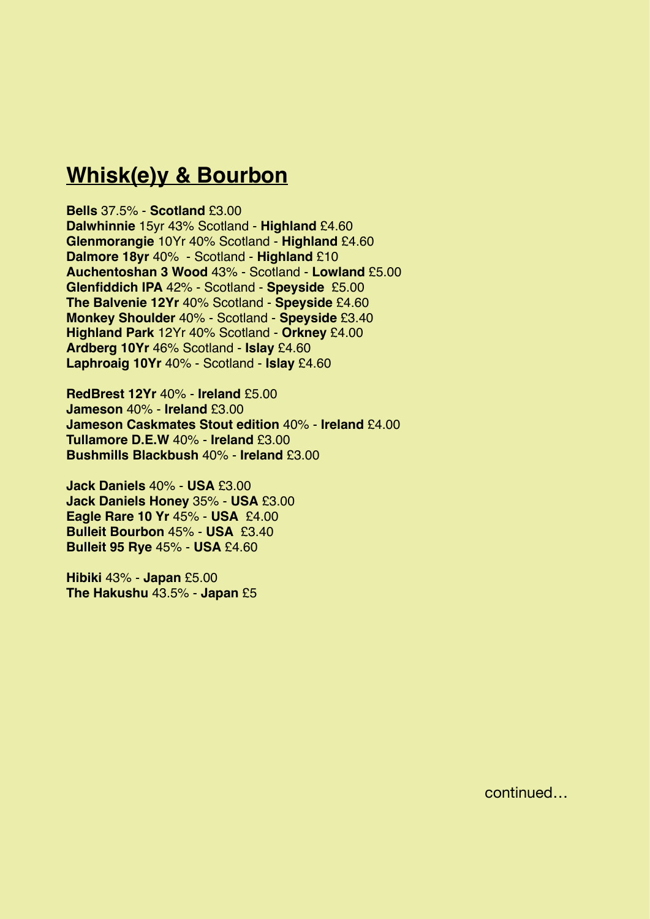# Whisk(e)y & Bourbon

**Bells** 37.5% - **Scotland** £3.00
**Dalwhinnie** 15yr 43% Scotland - **Highland** £4.60
**Glenmorangie** 10Yr 40% Scotland - **Highland** £4.60
**Dalmore 18yr** 40% - Scotland - **Highland** £10
**Auchentoshan 3 Wood** 43% - Scotland - **Lowland** £5.00
**Glenfiddich IPA** 42% - Scotland - **Speyside** £5.00
**The Balvenie 12Yr** 40% Scotland - **Speyside** £4.60
**Monkey Shoulder** 40% - Scotland - **Speyside** £3.40
**Highland Park** 12Yr 40% Scotland - **Orkney** £4.00
**Ardberg 10Yr** 46% Scotland - **Islay** £4.60
**Laphroaig 10Yr** 40% - Scotland - **Islay** £4.60

**RedBrest 12Yr** 40% - **Ireland** £5.00
**Jameson** 40% - **Ireland** £3.00
**Jameson Caskmates Stout edition** 40% - **Ireland** £4.00
**Tullamore D.E.W** 40% - **Ireland** £3.00
**Bushmills Blackbush** 40% - **Ireland** £3.00

**Jack Daniels** 40% - **USA** £3.00
**Jack Daniels Honey** 35% - **USA** £3.00
**Eagle Rare 10 Yr** 45% - **USA** £4.00
**Bulleit Bourbon** 45% - **USA** £3.40
**Bulleit 95 Rye** 45% - **USA** £4.60

**Hibiki** 43% - **Japan** £5.00
**The Hakushu** 43.5% - **Japan** £5

continued…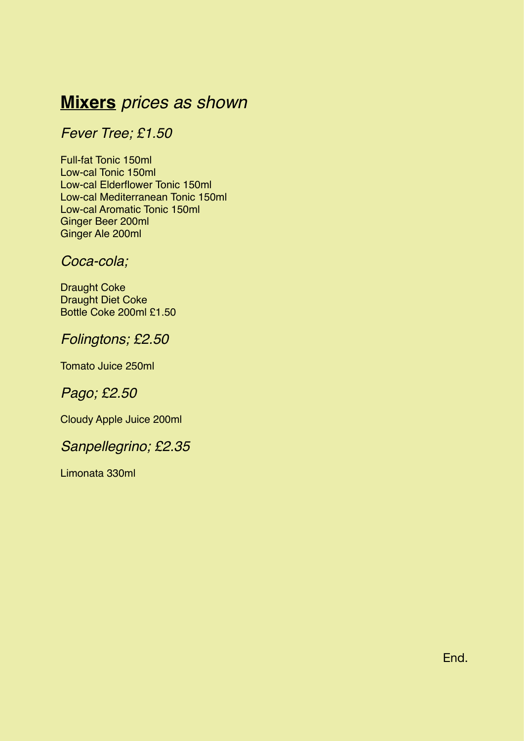## **Mixers** *prices as shown*

### *Fever Tree; £1.50*

Full-fat Tonic 150ml
Low-cal Tonic 150ml
Low-cal Elderflower Tonic 150ml
Low-cal Mediterranean Tonic 150ml
Low-cal Aromatic Tonic 150ml
Ginger Beer 200ml
Ginger Ale 200ml

### *Coca-cola;*

Draught Coke
Draught Diet Coke
Bottle Coke 200ml £1.50

### *Folingtons; £2.50*

Tomato Juice 250ml

### *Pago; £2.50*

Cloudy Apple Juice 200ml

### *Sanpellegrino; £2.35*

Limonata 330ml

End.